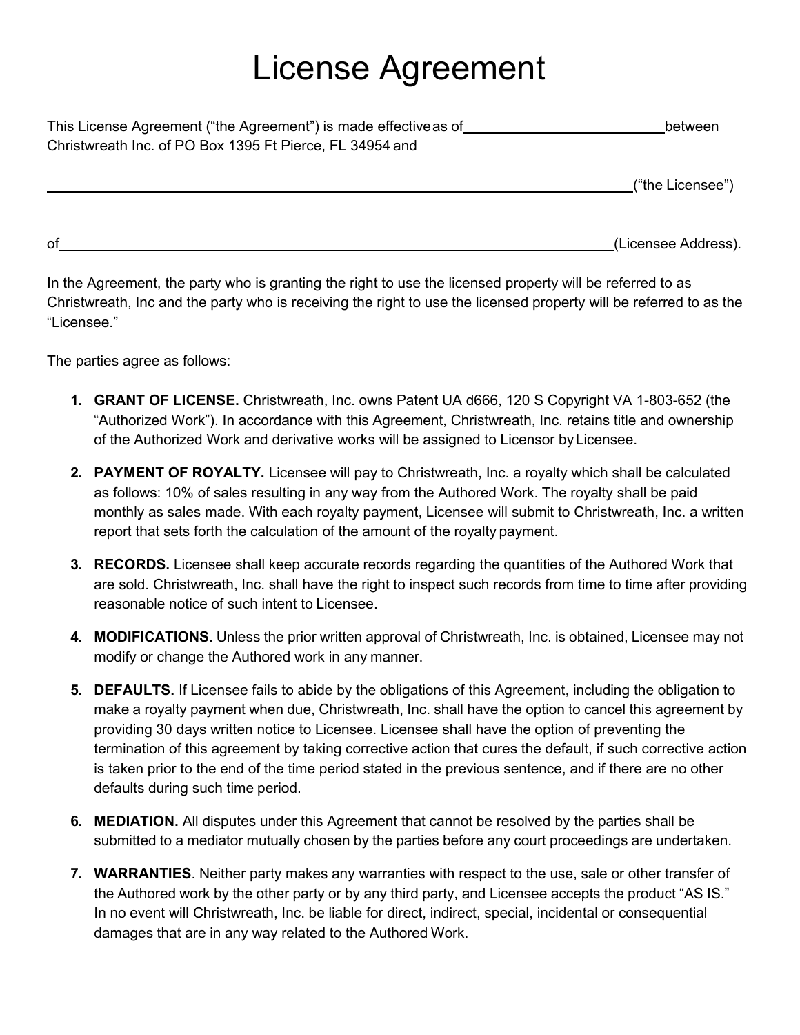# License Agreement

This License Agreement ("the Agreement") is made effective as of ____________________________ between Christwreath Inc. of PO Box 1395 Ft Pierce, FL 34954 and

__________________________________________________________________________________ ("the Licensee")

of __________________________________________________________________________ (Licensee Address).

In the Agreement, the party who is granting the right to use the licensed property will be referred to as Christwreath, Inc and the party who is receiving the right to use the licensed property will be referred to as the "Licensee."

The parties agree as follows:

1. **GRANT OF LICENSE.** Christwreath, Inc. owns Patent UA d666, 120 S Copyright VA 1-803-652 (the "Authorized Work"). In accordance with this Agreement, Christwreath, Inc. retains title and ownership of the Authorized Work and derivative works will be assigned to Licensor by Licensee.
2. **PAYMENT OF ROYALTY.** Licensee will pay to Christwreath, Inc. a royalty which shall be calculated as follows: 10% of sales resulting in any way from the Authored Work. The royalty shall be paid monthly as sales made. With each royalty payment, Licensee will submit to Christwreath, Inc. a written report that sets forth the calculation of the amount of the royalty payment.
3. **RECORDS.** Licensee shall keep accurate records regarding the quantities of the Authored Work that are sold. Christwreath, Inc. shall have the right to inspect such records from time to time after providing reasonable notice of such intent to Licensee.
4. **MODIFICATIONS.** Unless the prior written approval of Christwreath, Inc. is obtained, Licensee may not modify or change the Authored work in any manner.
5. **DEFAULTS.** If Licensee fails to abide by the obligations of this Agreement, including the obligation to make a royalty payment when due, Christwreath, Inc. shall have the option to cancel this agreement by providing 30 days written notice to Licensee. Licensee shall have the option of preventing the termination of this agreement by taking corrective action that cures the default, if such corrective action is taken prior to the end of the time period stated in the previous sentence, and if there are no other defaults during such time period.
6. **MEDIATION.** All disputes under this Agreement that cannot be resolved by the parties shall be submitted to a mediator mutually chosen by the parties before any court proceedings are undertaken.
7. **WARRANTIES**. Neither party makes any warranties with respect to the use, sale or other transfer of the Authored work by the other party or by any third party, and Licensee accepts the product "AS IS." In no event will Christwreath, Inc. be liable for direct, indirect, special, incidental or consequential damages that are in any way related to the Authored Work.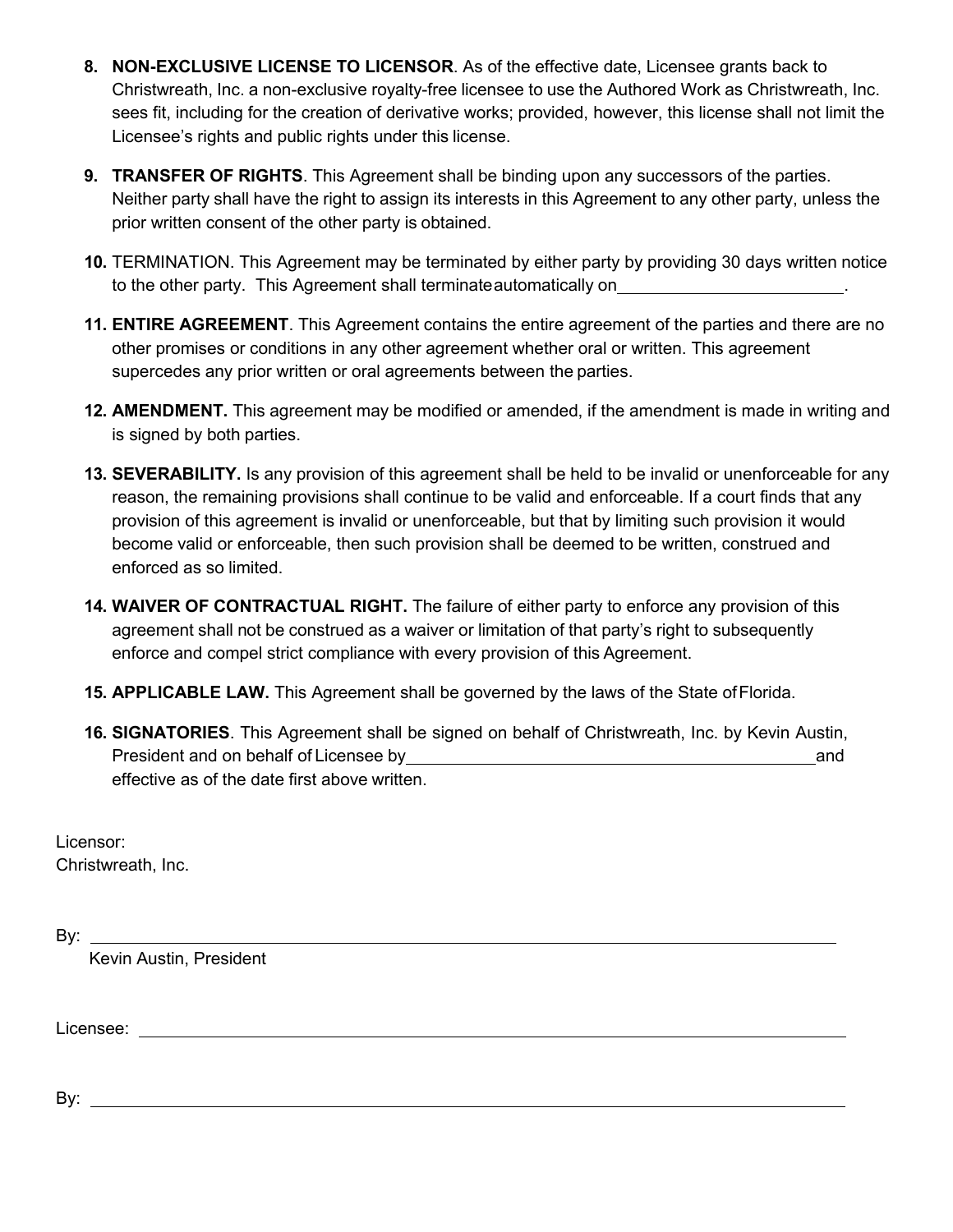8. **NON-EXCLUSIVE LICENSE TO LICENSOR**. As of the effective date, Licensee grants back to Christwreath, Inc. a non-exclusive royalty-free licensee to use the Authored Work as Christwreath, Inc. sees fit, including for the creation of derivative works; provided, however, this license shall not limit the Licensee's rights and public rights under this license.

9. **TRANSFER OF RIGHTS**. This Agreement shall be binding upon any successors of the parties. Neither party shall have the right to assign its interests in this Agreement to any other party, unless the prior written consent of the other party is obtained.

10. TERMINATION. This Agreement may be terminated by either party by providing 30 days written notice to the other party. This Agreement shall terminate automatically on ________________________.

11. **ENTIRE AGREEMENT**. This Agreement contains the entire agreement of the parties and there are no other promises or conditions in any other agreement whether oral or written. This agreement supercedes any prior written or oral agreements between the parties.

12. **AMENDMENT.** This agreement may be modified or amended, if the amendment is made in writing and is signed by both parties.

13. **SEVERABILITY.** Is any provision of this agreement shall be held to be invalid or unenforceable for any reason, the remaining provisions shall continue to be valid and enforceable. If a court finds that any provision of this agreement is invalid or unenforceable, but that by limiting such provision it would become valid or enforceable, then such provision shall be deemed to be written, construed and enforced as so limited.

14. **WAIVER OF CONTRACTUAL RIGHT.** The failure of either party to enforce any provision of this agreement shall not be construed as a waiver or limitation of that party's right to subsequently enforce and compel strict compliance with every provision of this Agreement.

15. **APPLICABLE LAW.** This Agreement shall be governed by the laws of the State of Florida.

16. **SIGNATORIES**. This Agreement shall be signed on behalf of Christwreath, Inc. by Kevin Austin, President and on behalf of Licensee by ______________________________________________ and effective as of the date first above written.

Licensor:
Christwreath, Inc.

By: ________________________________________________________________
Kevin Austin, President

Licensee: ________________________________________________________________

By: ________________________________________________________________